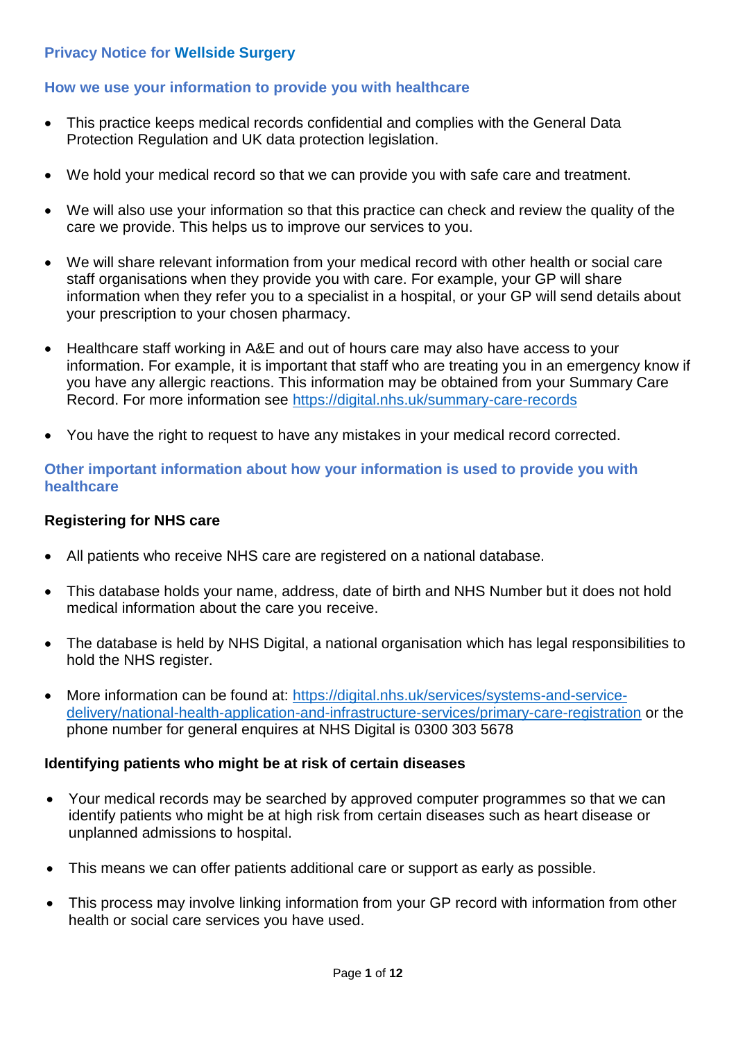# Privacy Notice for Wellside Surgery

## How we use your information to provide you with healthcare

- This practice keeps medical records confidential and complies with the General Data Protection Regulation and UK data protection legislation.
- We hold your medical record so that we can provide you with safe care and treatment.
- We will also use your information so that this practice can check and review the quality of the care we provide. This helps us to improve our services to you.
- We will share relevant information from your medical record with other health or social care staff organisations when they provide you with care. For example, your GP will share information when they refer you to a specialist in a hospital, or your GP will send details about your prescription to your chosen pharmacy.
- Healthcare staff working in A&E and out of hours care may also have access to your information. For example, it is important that staff who are treating you in an emergency know if you have any allergic reactions. This information may be obtained from your Summary Care Record. For more information see https://digital.nhs.uk/summary-care-records
- You have the right to request to have any mistakes in your medical record corrected.

## Other important information about how your information is used to provide you with healthcare

### Registering for NHS care

- All patients who receive NHS care are registered on a national database.
- This database holds your name, address, date of birth and NHS Number but it does not hold medical information about the care you receive.
- The database is held by NHS Digital, a national organisation which has legal responsibilities to hold the NHS register.
- More information can be found at: https://digital.nhs.uk/services/systems-and-service-delivery/national-health-application-and-infrastructure-services/primary-care-registration or the phone number for general enquires at NHS Digital is 0300 303 5678

### Identifying patients who might be at risk of certain diseases

- Your medical records may be searched by approved computer programmes so that we can identify patients who might be at high risk from certain diseases such as heart disease or unplanned admissions to hospital.
- This means we can offer patients additional care or support as early as possible.
- This process may involve linking information from your GP record with information from other health or social care services you have used.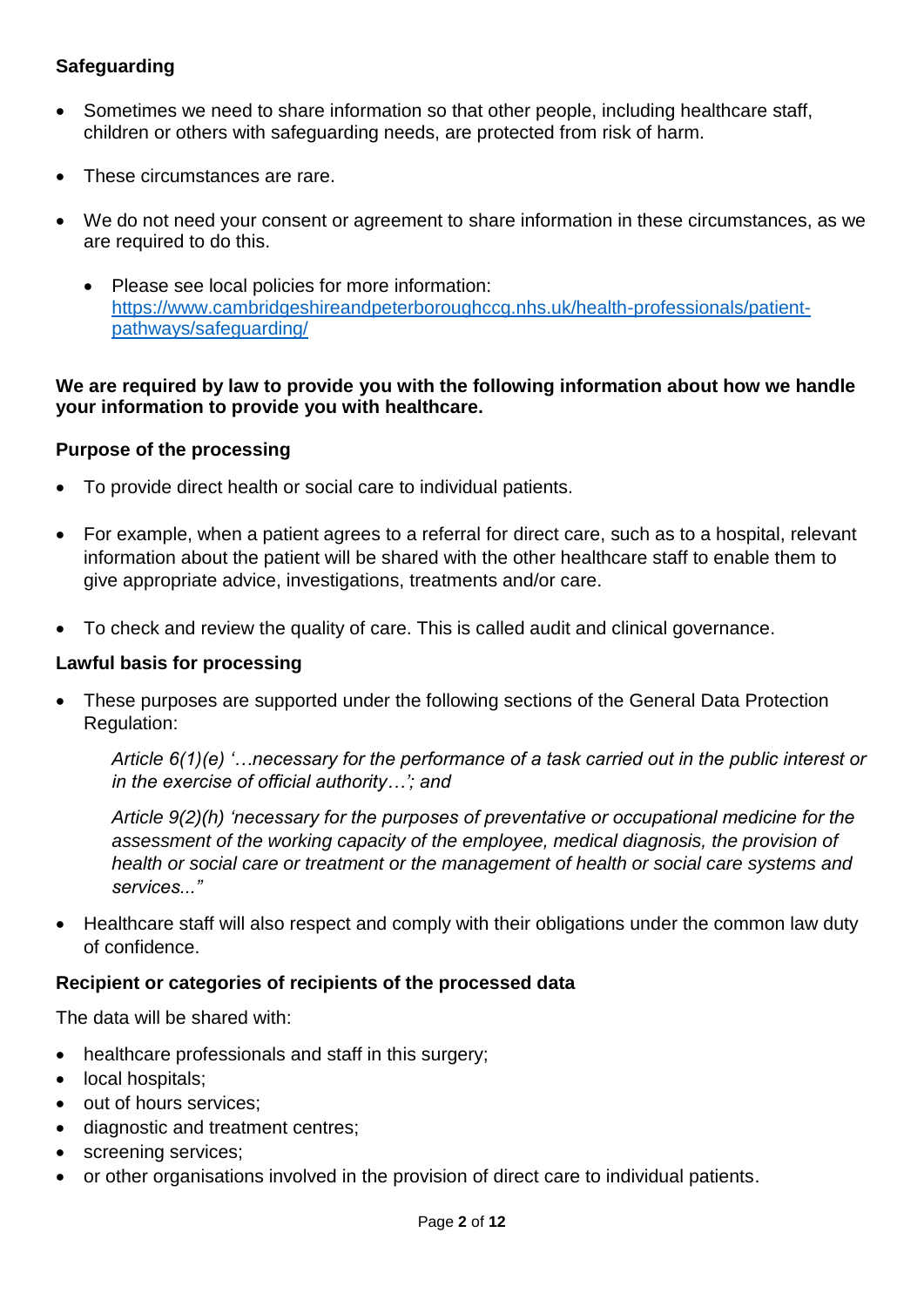**Safeguarding**

- Sometimes we need to share information so that other people, including healthcare staff, children or others with safeguarding needs, are protected from risk of harm.
- These circumstances are rare.
- We do not need your consent or agreement to share information in these circumstances, as we are required to do this.
  - Please see local policies for more information: https://www.cambridgeshireandpeterboroughccg.nhs.uk/health-professionals/patient-pathways/safeguarding/

**We are required by law to provide you with the following information about how we handle your information to provide you with healthcare.**

**Purpose of the processing**

- To provide direct health or social care to individual patients.
- For example, when a patient agrees to a referral for direct care, such as to a hospital, relevant information about the patient will be shared with the other healthcare staff to enable them to give appropriate advice, investigations, treatments and/or care.
- To check and review the quality of care. This is called audit and clinical governance.

**Lawful basis for processing**

- These purposes are supported under the following sections of the General Data Protection Regulation:

  *Article 6(1)(e) '…necessary for the performance of a task carried out in the public interest or in the exercise of official authority…'; and*

  *Article 9(2)(h) 'necessary for the purposes of preventative or occupational medicine for the assessment of the working capacity of the employee, medical diagnosis, the provision of health or social care or treatment or the management of health or social care systems and services..."*

- Healthcare staff will also respect and comply with their obligations under the common law duty of confidence.

**Recipient or categories of recipients of the processed data**

The data will be shared with:

- healthcare professionals and staff in this surgery;
- local hospitals;
- out of hours services;
- diagnostic and treatment centres;
- screening services;
- or other organisations involved in the provision of direct care to individual patients.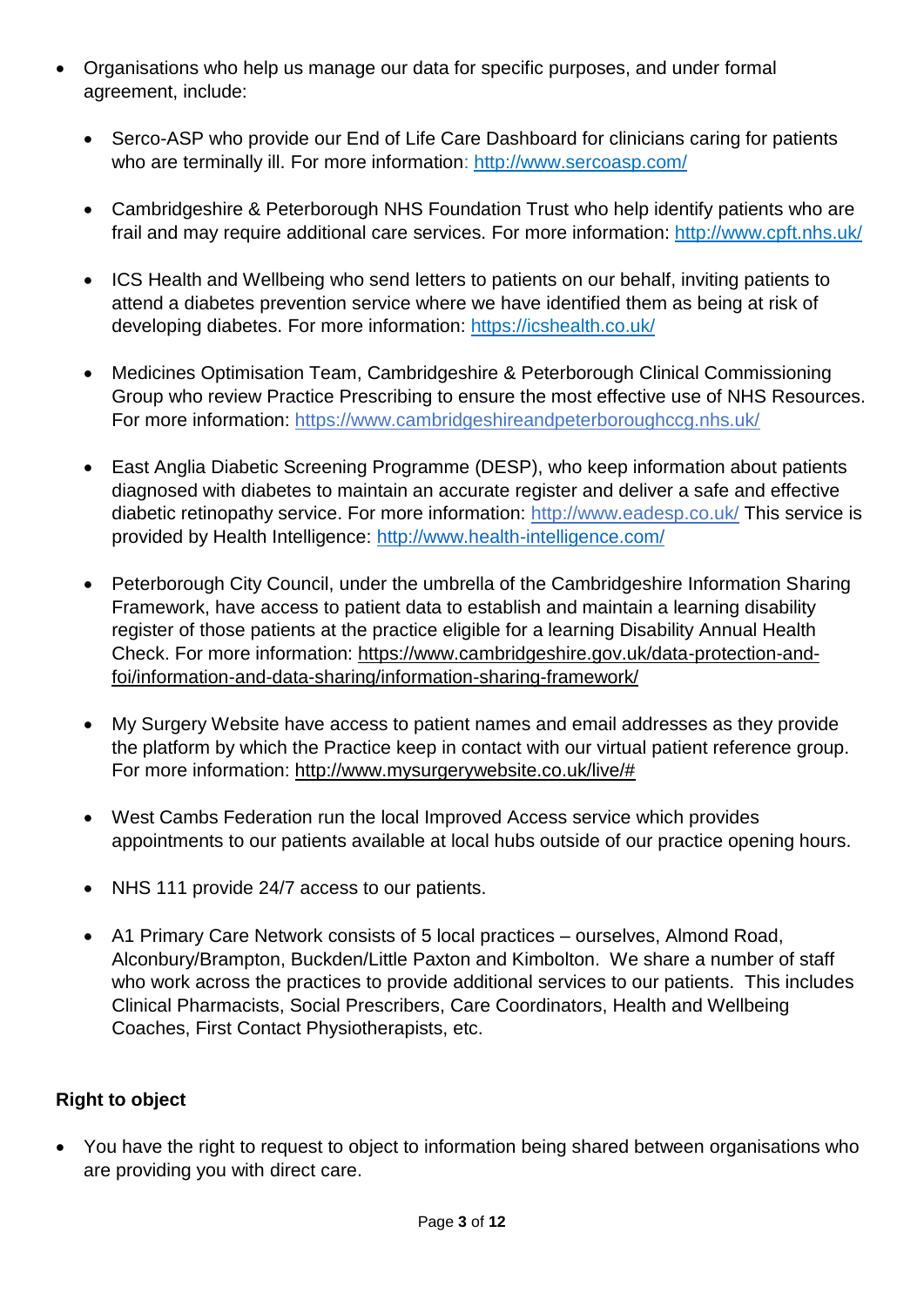- Organisations who help us manage our data for specific purposes, and under formal agreement, include:
  - Serco-ASP who provide our End of Life Care Dashboard for clinicians caring for patients who are terminally ill. For more information: http://www.sercoasp.com/
  - Cambridgeshire & Peterborough NHS Foundation Trust who help identify patients who are frail and may require additional care services. For more information: http://www.cpft.nhs.uk/
  - ICS Health and Wellbeing who send letters to patients on our behalf, inviting patients to attend a diabetes prevention service where we have identified them as being at risk of developing diabetes. For more information: https://icshealth.co.uk/
  - Medicines Optimisation Team, Cambridgeshire & Peterborough Clinical Commissioning Group who review Practice Prescribing to ensure the most effective use of NHS Resources. For more information: https://www.cambridgeshireandpeterboroughccg.nhs.uk/
  - East Anglia Diabetic Screening Programme (DESP), who keep information about patients diagnosed with diabetes to maintain an accurate register and deliver a safe and effective diabetic retinopathy service. For more information: http://www.eadesp.co.uk/ This service is provided by Health Intelligence: http://www.health-intelligence.com/
  - Peterborough City Council, under the umbrella of the Cambridgeshire Information Sharing Framework, have access to patient data to establish and maintain a learning disability register of those patients at the practice eligible for a learning Disability Annual Health Check. For more information: https://www.cambridgeshire.gov.uk/data-protection-and-foi/information-and-data-sharing/information-sharing-framework/
  - My Surgery Website have access to patient names and email addresses as they provide the platform by which the Practice keep in contact with our virtual patient reference group. For more information: http://www.mysurgerywebsite.co.uk/live/#
  - West Cambs Federation run the local Improved Access service which provides appointments to our patients available at local hubs outside of our practice opening hours.
  - NHS 111 provide 24/7 access to our patients.
  - A1 Primary Care Network consists of 5 local practices – ourselves, Almond Road, Alconbury/Brampton, Buckden/Little Paxton and Kimbolton. We share a number of staff who work across the practices to provide additional services to our patients. This includes Clinical Pharmacists, Social Prescribers, Care Coordinators, Health and Wellbeing Coaches, First Contact Physiotherapists, etc.

**Right to object**

- You have the right to request to object to information being shared between organisations who are providing you with direct care.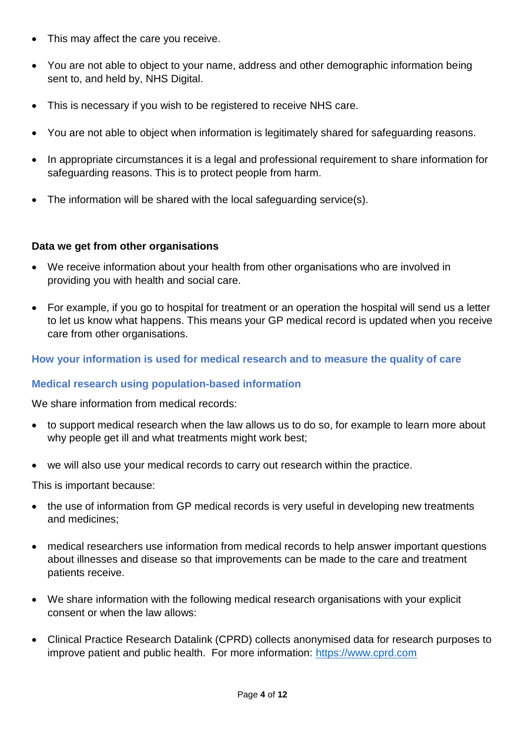- This may affect the care you receive.
- You are not able to object to your name, address and other demographic information being sent to, and held by, NHS Digital.
- This is necessary if you wish to be registered to receive NHS care.
- You are not able to object when information is legitimately shared for safeguarding reasons.
- In appropriate circumstances it is a legal and professional requirement to share information for safeguarding reasons. This is to protect people from harm.
- The information will be shared with the local safeguarding service(s).

**Data we get from other organisations**

- We receive information about your health from other organisations who are involved in providing you with health and social care.
- For example, if you go to hospital for treatment or an operation the hospital will send us a letter to let us know what happens. This means your GP medical record is updated when you receive care from other organisations.

## How your information is used for medical research and to measure the quality of care

### Medical research using population-based information

We share information from medical records:

- to support medical research when the law allows us to do so, for example to learn more about why people get ill and what treatments might work best;
- we will also use your medical records to carry out research within the practice.

This is important because:

- the use of information from GP medical records is very useful in developing new treatments and medicines;
- medical researchers use information from medical records to help answer important questions about illnesses and disease so that improvements can be made to the care and treatment patients receive.
- We share information with the following medical research organisations with your explicit consent or when the law allows:
- Clinical Practice Research Datalink (CPRD) collects anonymised data for research purposes to improve patient and public health. For more information: [https://www.cprd.com](https://www.cprd.com)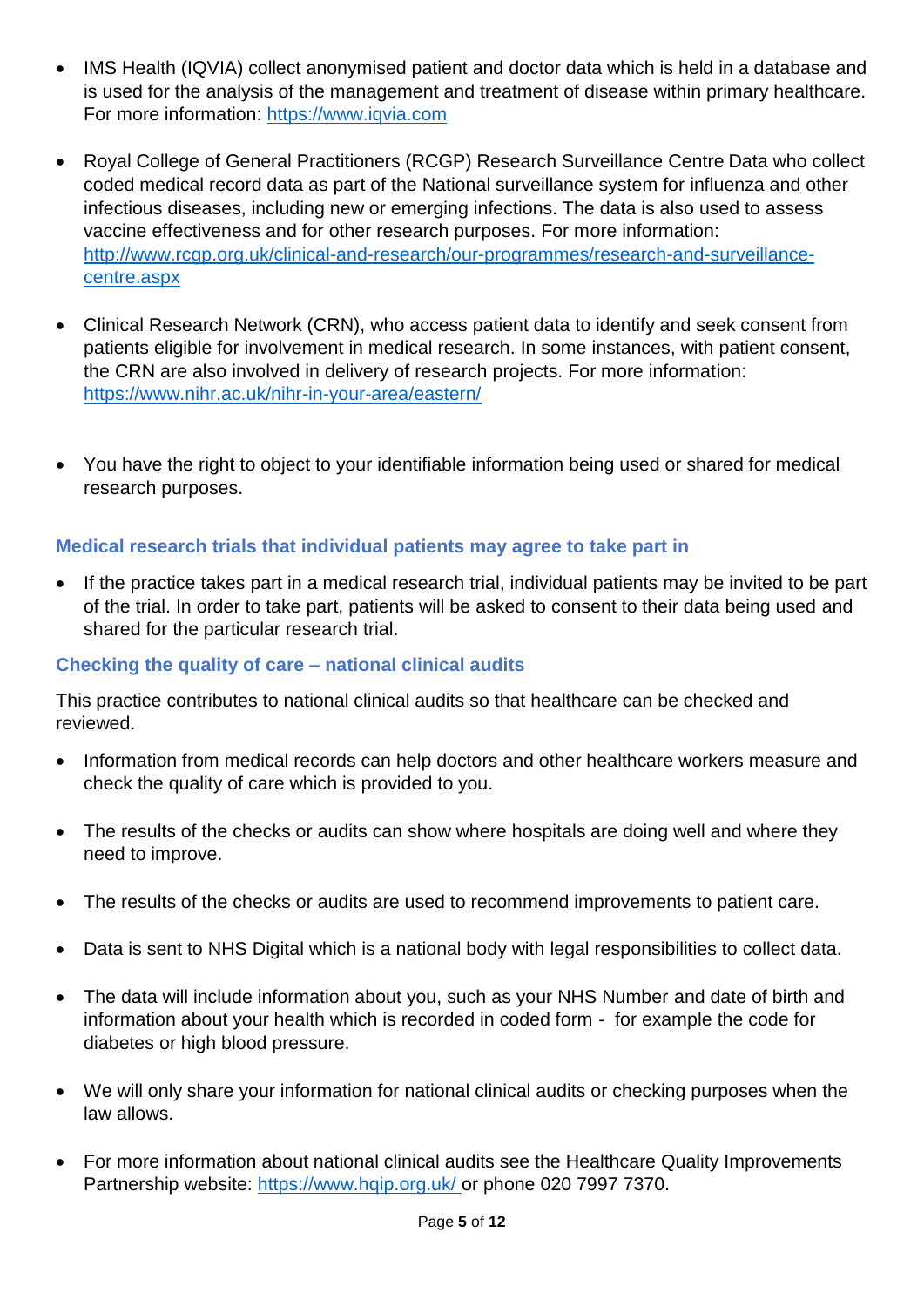- IMS Health (IQVIA) collect anonymised patient and doctor data which is held in a database and is used for the analysis of the management and treatment of disease within primary healthcare. For more information: https://www.iqvia.com

- Royal College of General Practitioners (RCGP) Research Surveillance Centre Data who collect coded medical record data as part of the National surveillance system for influenza and other infectious diseases, including new or emerging infections. The data is also used to assess vaccine effectiveness and for other research purposes. For more information: http://www.rcgp.org.uk/clinical-and-research/our-programmes/research-and-surveillance-centre.aspx

- Clinical Research Network (CRN), who access patient data to identify and seek consent from patients eligible for involvement in medical research. In some instances, with patient consent, the CRN are also involved in delivery of research projects. For more information: https://www.nihr.ac.uk/nihr-in-your-area/eastern/

- You have the right to object to your identifiable information being used or shared for medical research purposes.

### Medical research trials that individual patients may agree to take part in

- If the practice takes part in a medical research trial, individual patients may be invited to be part of the trial. In order to take part, patients will be asked to consent to their data being used and shared for the particular research trial.

### Checking the quality of care – national clinical audits

This practice contributes to national clinical audits so that healthcare can be checked and reviewed.

- Information from medical records can help doctors and other healthcare workers measure and check the quality of care which is provided to you.

- The results of the checks or audits can show where hospitals are doing well and where they need to improve.

- The results of the checks or audits are used to recommend improvements to patient care.

- Data is sent to NHS Digital which is a national body with legal responsibilities to collect data.

- The data will include information about you, such as your NHS Number and date of birth and information about your health which is recorded in coded form - for example the code for diabetes or high blood pressure.

- We will only share your information for national clinical audits or checking purposes when the law allows.

- For more information about national clinical audits see the Healthcare Quality Improvements Partnership website: https://www.hqip.org.uk/ or phone 020 7997 7370.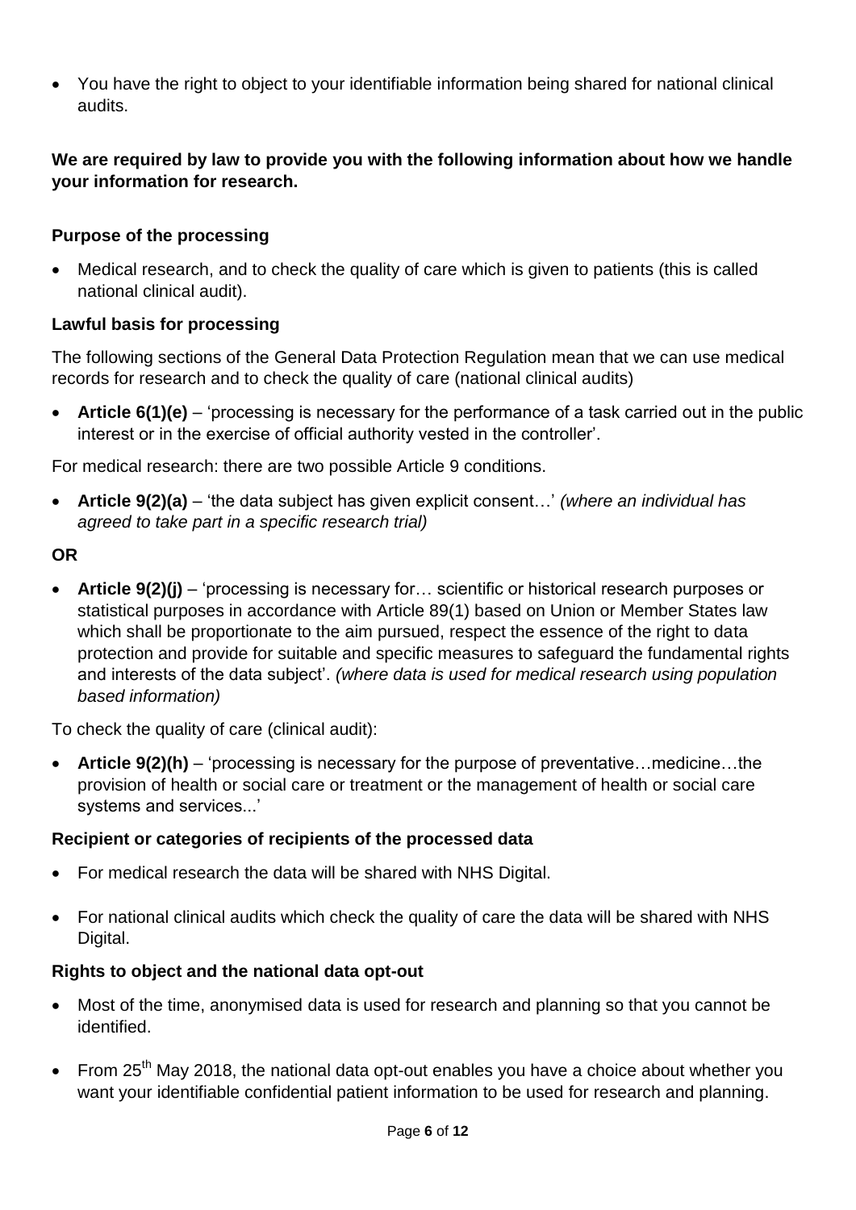- You have the right to object to your identifiable information being shared for national clinical audits.

**We are required by law to provide you with the following information about how we handle your information for research.**

**Purpose of the processing**

- Medical research, and to check the quality of care which is given to patients (this is called national clinical audit).

**Lawful basis for processing**

The following sections of the General Data Protection Regulation mean that we can use medical records for research and to check the quality of care (national clinical audits)

- **Article 6(1)(e)** – 'processing is necessary for the performance of a task carried out in the public interest or in the exercise of official authority vested in the controller'.

For medical research: there are two possible Article 9 conditions.

- **Article 9(2)(a)** – 'the data subject has given explicit consent…' *(where an individual has agreed to take part in a specific research trial)*

**OR**

- **Article 9(2)(j)** – 'processing is necessary for… scientific or historical research purposes or statistical purposes in accordance with Article 89(1) based on Union or Member States law which shall be proportionate to the aim pursued, respect the essence of the right to data protection and provide for suitable and specific measures to safeguard the fundamental rights and interests of the data subject'. *(where data is used for medical research using population based information)*

To check the quality of care (clinical audit):

- **Article 9(2)(h)** – 'processing is necessary for the purpose of preventative…medicine…the provision of health or social care or treatment or the management of health or social care systems and services...'

**Recipient or categories of recipients of the processed data**

- For medical research the data will be shared with NHS Digital.
- For national clinical audits which check the quality of care the data will be shared with NHS Digital.

**Rights to object and the national data opt-out**

- Most of the time, anonymised data is used for research and planning so that you cannot be identified.
- From 25th May 2018, the national data opt-out enables you have a choice about whether you want your identifiable confidential patient information to be used for research and planning.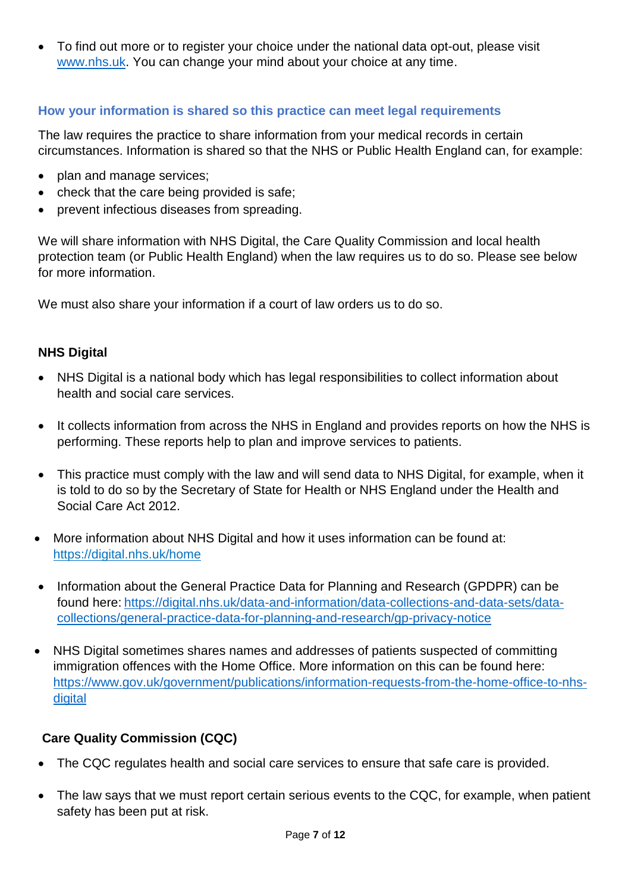- To find out more or to register your choice under the national data opt-out, please visit [www.nhs.uk](www.nhs.uk). You can change your mind about your choice at any time.

## How your information is shared so this practice can meet legal requirements

The law requires the practice to share information from your medical records in certain circumstances. Information is shared so that the NHS or Public Health England can, for example:

- plan and manage services;
- check that the care being provided is safe;
- prevent infectious diseases from spreading.

We will share information with NHS Digital, the Care Quality Commission and local health protection team (or Public Health England) when the law requires us to do so. Please see below for more information.

We must also share your information if a court of law orders us to do so.

### NHS Digital

- NHS Digital is a national body which has legal responsibilities to collect information about health and social care services.
- It collects information from across the NHS in England and provides reports on how the NHS is performing. These reports help to plan and improve services to patients.
- This practice must comply with the law and will send data to NHS Digital, for example, when it is told to do so by the Secretary of State for Health or NHS England under the Health and Social Care Act 2012.
- More information about NHS Digital and how it uses information can be found at: [https://digital.nhs.uk/home](https://digital.nhs.uk/home)
- Information about the General Practice Data for Planning and Research (GPDPR) can be found here: [https://digital.nhs.uk/data-and-information/data-collections-and-data-sets/data-collections/general-practice-data-for-planning-and-research/gp-privacy-notice](https://digital.nhs.uk/data-and-information/data-collections-and-data-sets/data-collections/general-practice-data-for-planning-and-research/gp-privacy-notice)
- NHS Digital sometimes shares names and addresses of patients suspected of committing immigration offences with the Home Office. More information on this can be found here: [https://www.gov.uk/government/publications/information-requests-from-the-home-office-to-nhs-digital](https://www.gov.uk/government/publications/information-requests-from-the-home-office-to-nhs-digital)

### Care Quality Commission (CQC)

- The CQC regulates health and social care services to ensure that safe care is provided.
- The law says that we must report certain serious events to the CQC, for example, when patient safety has been put at risk.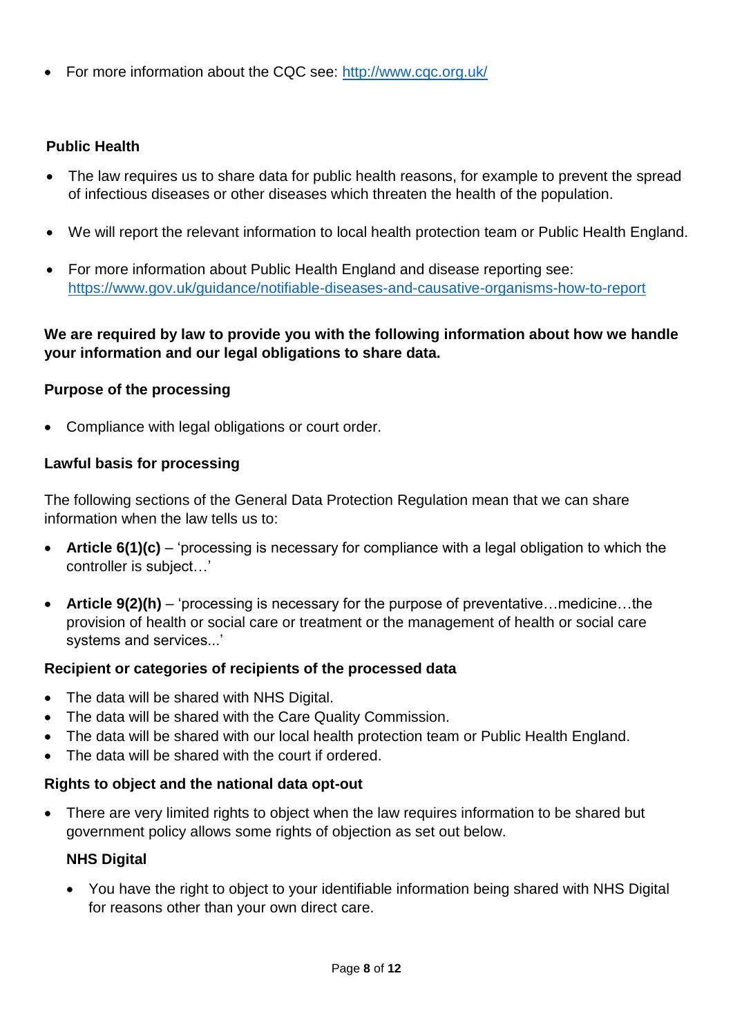- For more information about the CQC see: [http://www.cqc.org.uk/](http://www.cqc.org.uk/)

**Public Health**

- The law requires us to share data for public health reasons, for example to prevent the spread of infectious diseases or other diseases which threaten the health of the population.
- We will report the relevant information to local health protection team or Public Health England.
- For more information about Public Health England and disease reporting see: [https://www.gov.uk/guidance/notifiable-diseases-and-causative-organisms-how-to-report](https://www.gov.uk/guidance/notifiable-diseases-and-causative-organisms-how-to-report)

**We are required by law to provide you with the following information about how we handle your information and our legal obligations to share data.**

**Purpose of the processing**

- Compliance with legal obligations or court order.

**Lawful basis for processing**

The following sections of the General Data Protection Regulation mean that we can share information when the law tells us to:

- **Article 6(1)(c)** – 'processing is necessary for compliance with a legal obligation to which the controller is subject…'
- **Article 9(2)(h)** – 'processing is necessary for the purpose of preventative…medicine…the provision of health or social care or treatment or the management of health or social care systems and services...'

**Recipient or categories of recipients of the processed data**

- The data will be shared with NHS Digital.
- The data will be shared with the Care Quality Commission.
- The data will be shared with our local health protection team or Public Health England.
- The data will be shared with the court if ordered.

**Rights to object and the national data opt-out**

- There are very limited rights to object when the law requires information to be shared but government policy allows some rights of objection as set out below.

  **NHS Digital**

  - You have the right to object to your identifiable information being shared with NHS Digital for reasons other than your own direct care.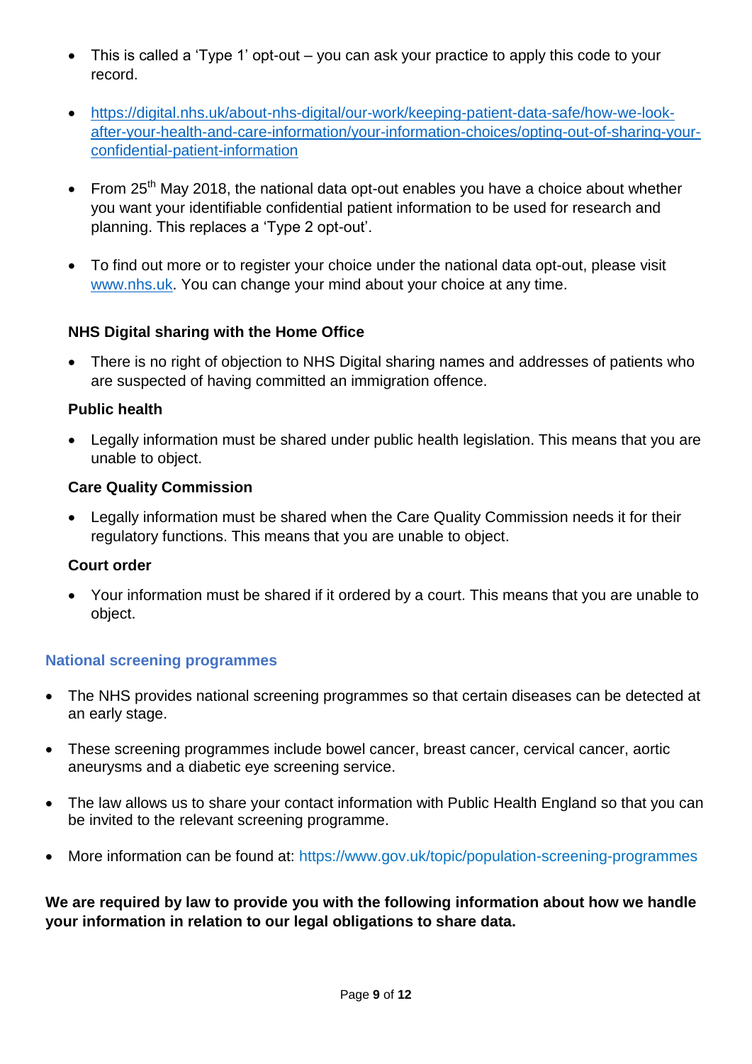- This is called a 'Type 1' opt-out – you can ask your practice to apply this code to your record.

- https://digital.nhs.uk/about-nhs-digital/our-work/keeping-patient-data-safe/how-we-look-after-your-health-and-care-information/your-information-choices/opting-out-of-sharing-your-confidential-patient-information

- From 25th May 2018, the national data opt-out enables you have a choice about whether you want your identifiable confidential patient information to be used for research and planning. This replaces a 'Type 2 opt-out'.

- To find out more or to register your choice under the national data opt-out, please visit www.nhs.uk. You can change your mind about your choice at any time.

**NHS Digital sharing with the Home Office**

- There is no right of objection to NHS Digital sharing names and addresses of patients who are suspected of having committed an immigration offence.

**Public health**

- Legally information must be shared under public health legislation. This means that you are unable to object.

**Care Quality Commission**

- Legally information must be shared when the Care Quality Commission needs it for their regulatory functions. This means that you are unable to object.

**Court order**

- Your information must be shared if it ordered by a court. This means that you are unable to object.

### National screening programmes

- The NHS provides national screening programmes so that certain diseases can be detected at an early stage.

- These screening programmes include bowel cancer, breast cancer, cervical cancer, aortic aneurysms and a diabetic eye screening service.

- The law allows us to share your contact information with Public Health England so that you can be invited to the relevant screening programme.

- More information can be found at: https://www.gov.uk/topic/population-screening-programmes

**We are required by law to provide you with the following information about how we handle your information in relation to our legal obligations to share data.**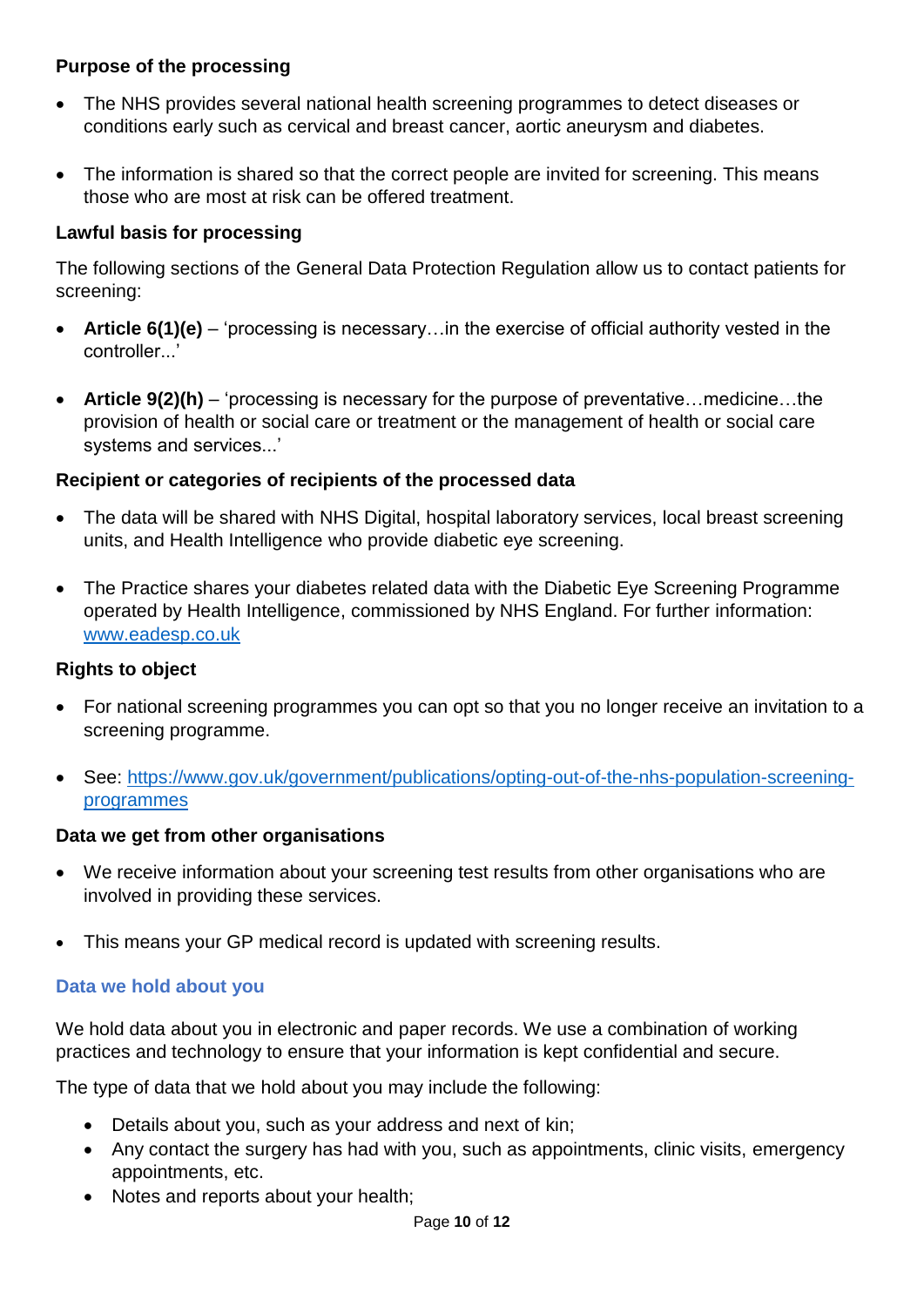**Purpose of the processing**

- The NHS provides several national health screening programmes to detect diseases or conditions early such as cervical and breast cancer, aortic aneurysm and diabetes.
- The information is shared so that the correct people are invited for screening. This means those who are most at risk can be offered treatment.

**Lawful basis for processing**

The following sections of the General Data Protection Regulation allow us to contact patients for screening:

- **Article 6(1)(e)** – 'processing is necessary…in the exercise of official authority vested in the controller...'
- **Article 9(2)(h)** – 'processing is necessary for the purpose of preventative…medicine…the provision of health or social care or treatment or the management of health or social care systems and services...'

**Recipient or categories of recipients of the processed data**

- The data will be shared with NHS Digital, hospital laboratory services, local breast screening units, and Health Intelligence who provide diabetic eye screening.
- The Practice shares your diabetes related data with the Diabetic Eye Screening Programme operated by Health Intelligence, commissioned by NHS England. For further information: [www.eadesp.co.uk](http://www.eadesp.co.uk)

**Rights to object**

- For national screening programmes you can opt so that you no longer receive an invitation to a screening programme.
- See: [https://www.gov.uk/government/publications/opting-out-of-the-nhs-population-screening-programmes](https://www.gov.uk/government/publications/opting-out-of-the-nhs-population-screening-programmes)

**Data we get from other organisations**

- We receive information about your screening test results from other organisations who are involved in providing these services.
- This means your GP medical record is updated with screening results.

### Data we hold about you

We hold data about you in electronic and paper records. We use a combination of working practices and technology to ensure that your information is kept confidential and secure.

The type of data that we hold about you may include the following:

- Details about you, such as your address and next of kin;
- Any contact the surgery has had with you, such as appointments, clinic visits, emergency appointments, etc.
- Notes and reports about your health;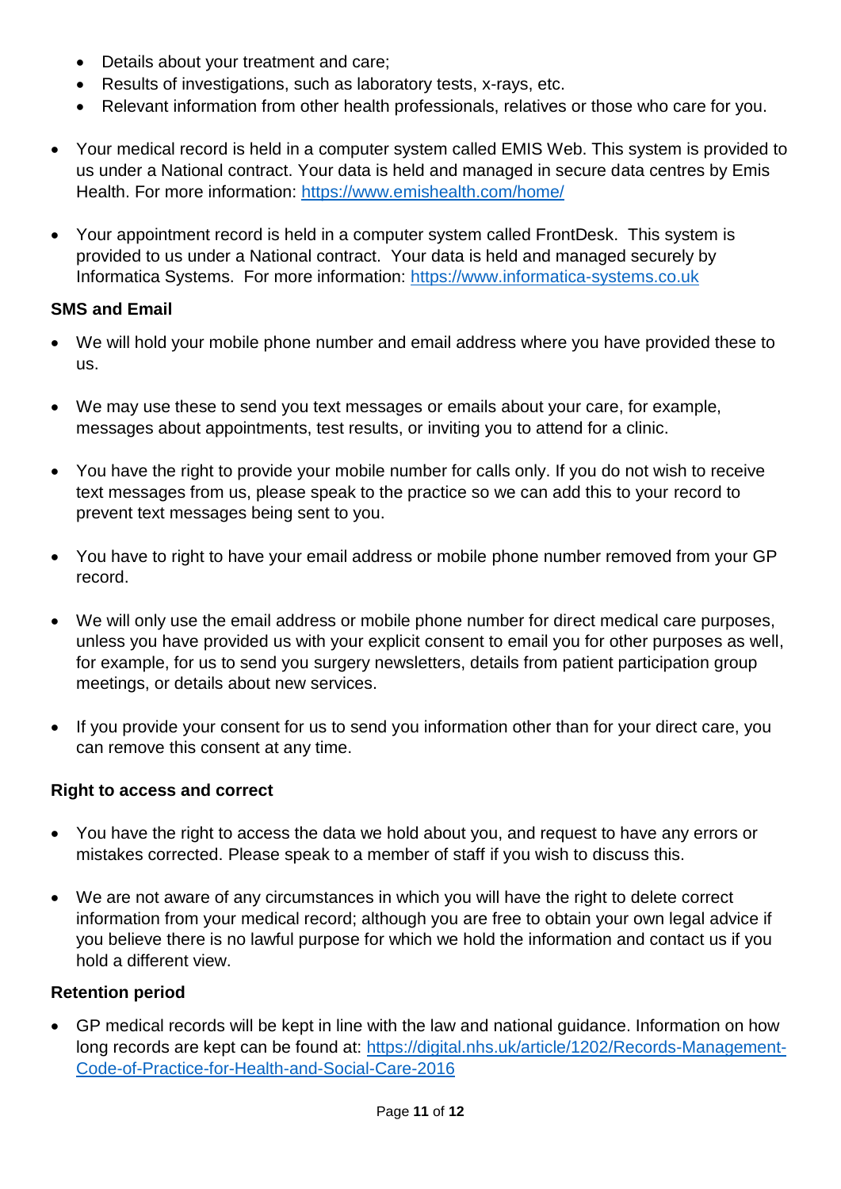- Details about your treatment and care;
- Results of investigations, such as laboratory tests, x-rays, etc.
- Relevant information from other health professionals, relatives or those who care for you.

- Your medical record is held in a computer system called EMIS Web. This system is provided to us under a National contract. Your data is held and managed in secure data centres by Emis Health. For more information: [https://www.emishealth.com/home/](https://www.emishealth.com/home/)

- Your appointment record is held in a computer system called FrontDesk. This system is provided to us under a National contract. Your data is held and managed securely by Informatica Systems. For more information: [https://www.informatica-systems.co.uk](https://www.informatica-systems.co.uk)

**SMS and Email**

- We will hold your mobile phone number and email address where you have provided these to us.

- We may use these to send you text messages or emails about your care, for example, messages about appointments, test results, or inviting you to attend for a clinic.

- You have the right to provide your mobile number for calls only. If you do not wish to receive text messages from us, please speak to the practice so we can add this to your record to prevent text messages being sent to you.

- You have to right to have your email address or mobile phone number removed from your GP record.

- We will only use the email address or mobile phone number for direct medical care purposes, unless you have provided us with your explicit consent to email you for other purposes as well, for example, for us to send you surgery newsletters, details from patient participation group meetings, or details about new services.

- If you provide your consent for us to send you information other than for your direct care, you can remove this consent at any time.

**Right to access and correct**

- You have the right to access the data we hold about you, and request to have any errors or mistakes corrected. Please speak to a member of staff if you wish to discuss this.

- We are not aware of any circumstances in which you will have the right to delete correct information from your medical record; although you are free to obtain your own legal advice if you believe there is no lawful purpose for which we hold the information and contact us if you hold a different view.

**Retention period**

- GP medical records will be kept in line with the law and national guidance. Information on how long records are kept can be found at: [https://digital.nhs.uk/article/1202/Records-Management-Code-of-Practice-for-Health-and-Social-Care-2016](https://digital.nhs.uk/article/1202/Records-Management-Code-of-Practice-for-Health-and-Social-Care-2016)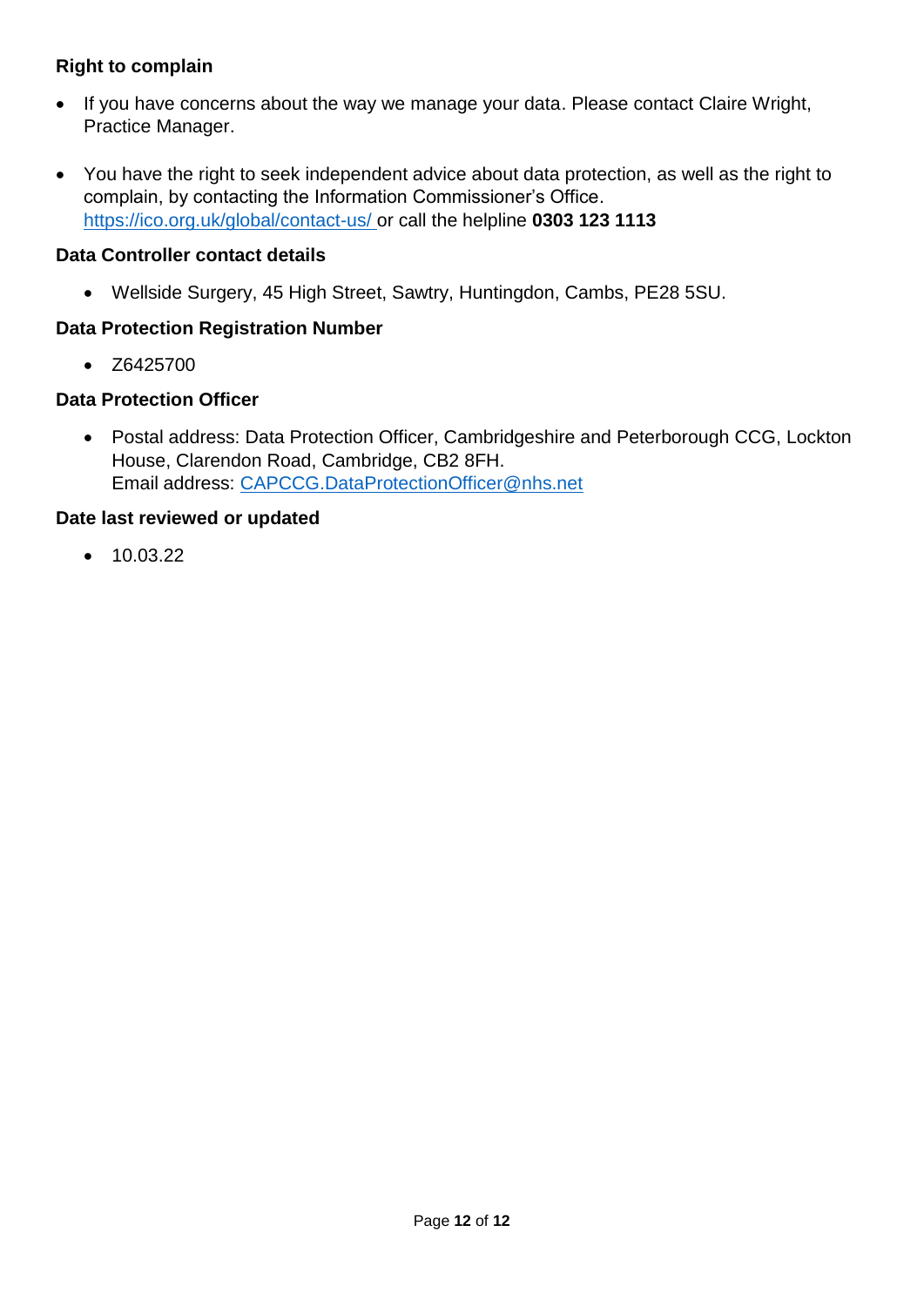**Right to complain**

- If you have concerns about the way we manage your data. Please contact Claire Wright, Practice Manager.

- You have the right to seek independent advice about data protection, as well as the right to complain, by contacting the Information Commissioner's Office. https://ico.org.uk/global/contact-us/ or call the helpline **0303 123 1113**

**Data Controller contact details**

- Wellside Surgery, 45 High Street, Sawtry, Huntingdon, Cambs, PE28 5SU.

**Data Protection Registration Number**

- Z6425700

**Data Protection Officer**

- Postal address: Data Protection Officer, Cambridgeshire and Peterborough CCG, Lockton House, Clarendon Road, Cambridge, CB2 8FH.
  Email address: CAPCCG.DataProtectionOfficer@nhs.net

**Date last reviewed or updated**

- 10.03.22